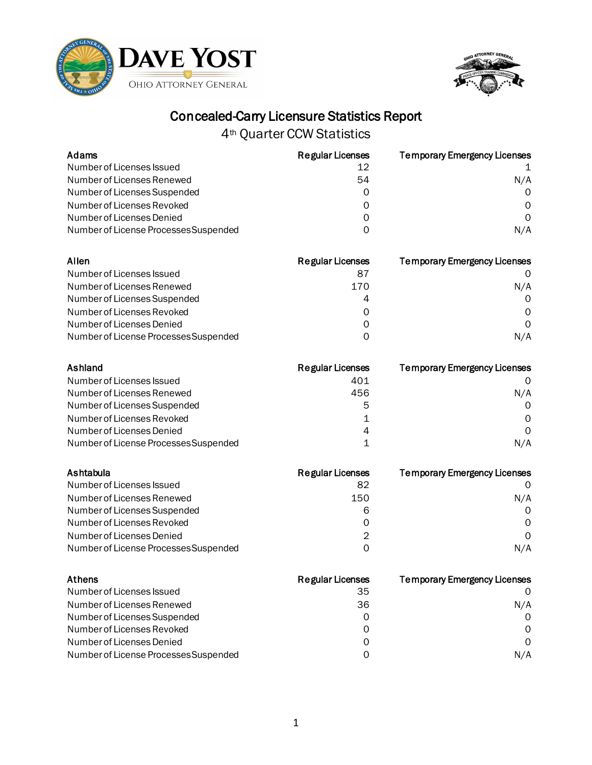Dave Yost
Ohio Attorney General

# Concealed-Carry Licensure Statistics Report

## 4th Quarter CCW Statistics

| Adams | Regular Licenses | Temporary Emergency Licenses |
|---|---|---|
| Number of Licenses Issued | 12 | 1 |
| Number of Licenses Renewed | 54 | N/A |
| Number of Licenses Suspended | 0 | 0 |
| Number of Licenses Revoked | 0 | 0 |
| Number of Licenses Denied | 0 | 0 |
| Number of License Processes Suspended | 0 | N/A |

| Allen | Regular Licenses | Temporary Emergency Licenses |
|---|---|---|
| Number of Licenses Issued | 87 | 0 |
| Number of Licenses Renewed | 170 | N/A |
| Number of Licenses Suspended | 4 | 0 |
| Number of Licenses Revoked | 0 | 0 |
| Number of Licenses Denied | 0 | 0 |
| Number of License Processes Suspended | 0 | N/A |

| Ashland | Regular Licenses | Temporary Emergency Licenses |
|---|---|---|
| Number of Licenses Issued | 401 | 0 |
| Number of Licenses Renewed | 456 | N/A |
| Number of Licenses Suspended | 5 | 0 |
| Number of Licenses Revoked | 1 | 0 |
| Number of Licenses Denied | 4 | 0 |
| Number of License Processes Suspended | 1 | N/A |

| Ashtabula | Regular Licenses | Temporary Emergency Licenses |
|---|---|---|
| Number of Licenses Issued | 82 | 0 |
| Number of Licenses Renewed | 150 | N/A |
| Number of Licenses Suspended | 6 | 0 |
| Number of Licenses Revoked | 0 | 0 |
| Number of Licenses Denied | 2 | 0 |
| Number of License Processes Suspended | 0 | N/A |

| Athens | Regular Licenses | Temporary Emergency Licenses |
|---|---|---|
| Number of Licenses Issued | 35 | 0 |
| Number of Licenses Renewed | 36 | N/A |
| Number of Licenses Suspended | 0 | 0 |
| Number of Licenses Revoked | 0 | 0 |
| Number of Licenses Denied | 0 | 0 |
| Number of License Processes Suspended | 0 | N/A |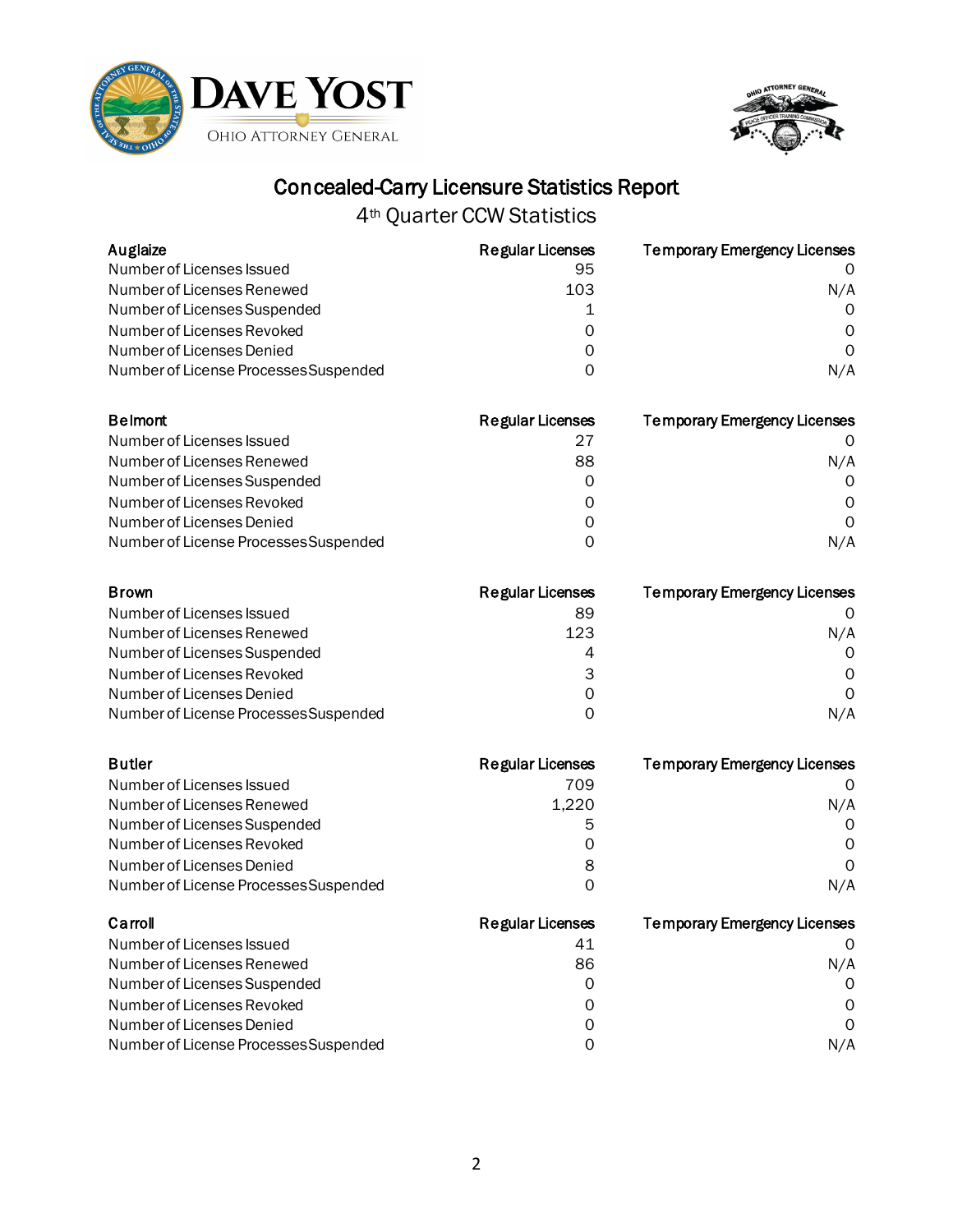# Concealed-Carry Licensure Statistics Report

## 4th Quarter CCW Statistics

| Auglaize | Regular Licenses | Temporary Emergency Licenses |
|---|---|---|
| Number of Licenses Issued | 95 | 0 |
| Number of Licenses Renewed | 103 | N/A |
| Number of Licenses Suspended | 1 | 0 |
| Number of Licenses Revoked | 0 | 0 |
| Number of Licenses Denied | 0 | 0 |
| Number of License Processes Suspended | 0 | N/A |

| Belmont | Regular Licenses | Temporary Emergency Licenses |
|---|---|---|
| Number of Licenses Issued | 27 | 0 |
| Number of Licenses Renewed | 88 | N/A |
| Number of Licenses Suspended | 0 | 0 |
| Number of Licenses Revoked | 0 | 0 |
| Number of Licenses Denied | 0 | 0 |
| Number of License Processes Suspended | 0 | N/A |

| Brown | Regular Licenses | Temporary Emergency Licenses |
|---|---|---|
| Number of Licenses Issued | 89 | 0 |
| Number of Licenses Renewed | 123 | N/A |
| Number of Licenses Suspended | 4 | 0 |
| Number of Licenses Revoked | 3 | 0 |
| Number of Licenses Denied | 0 | 0 |
| Number of License Processes Suspended | 0 | N/A |

| Butler | Regular Licenses | Temporary Emergency Licenses |
|---|---|---|
| Number of Licenses Issued | 709 | 0 |
| Number of Licenses Renewed | 1,220 | N/A |
| Number of Licenses Suspended | 5 | 0 |
| Number of Licenses Revoked | 0 | 0 |
| Number of Licenses Denied | 8 | 0 |
| Number of License Processes Suspended | 0 | N/A |

| Carroll | Regular Licenses | Temporary Emergency Licenses |
|---|---|---|
| Number of Licenses Issued | 41 | 0 |
| Number of Licenses Renewed | 86 | N/A |
| Number of Licenses Suspended | 0 | 0 |
| Number of Licenses Revoked | 0 | 0 |
| Number of Licenses Denied | 0 | 0 |
| Number of License Processes Suspended | 0 | N/A |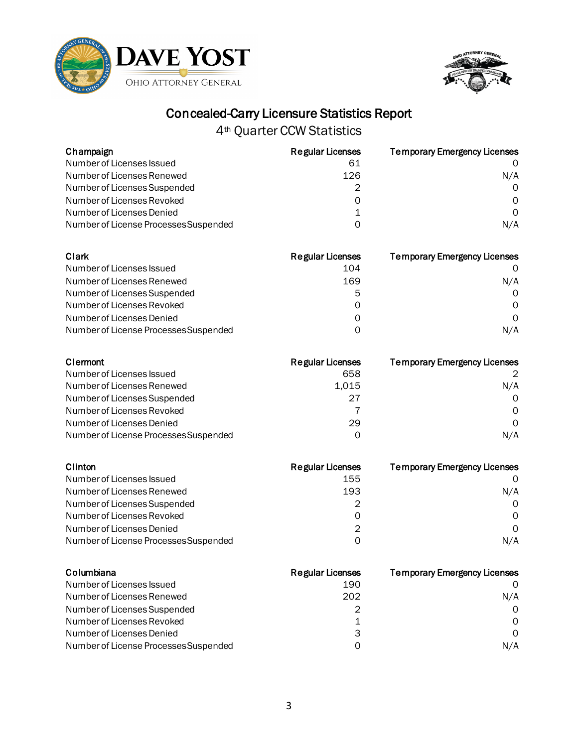# Concealed-Carry Licensure Statistics Report

## 4th Quarter CCW Statistics

| Champaign | Regular Licenses | Temporary Emergency Licenses |
|---|---|---|
| Number of Licenses Issued | 61 | 0 |
| Number of Licenses Renewed | 126 | N/A |
| Number of Licenses Suspended | 2 | 0 |
| Number of Licenses Revoked | 0 | 0 |
| Number of Licenses Denied | 1 | 0 |
| Number of License Processes Suspended | 0 | N/A |

| Clark | Regular Licenses | Temporary Emergency Licenses |
|---|---|---|
| Number of Licenses Issued | 104 | 0 |
| Number of Licenses Renewed | 169 | N/A |
| Number of Licenses Suspended | 5 | 0 |
| Number of Licenses Revoked | 0 | 0 |
| Number of Licenses Denied | 0 | 0 |
| Number of License Processes Suspended | 0 | N/A |

| Clermont | Regular Licenses | Temporary Emergency Licenses |
|---|---|---|
| Number of Licenses Issued | 658 | 2 |
| Number of Licenses Renewed | 1,015 | N/A |
| Number of Licenses Suspended | 27 | 0 |
| Number of Licenses Revoked | 7 | 0 |
| Number of Licenses Denied | 29 | 0 |
| Number of License Processes Suspended | 0 | N/A |

| Clinton | Regular Licenses | Temporary Emergency Licenses |
|---|---|---|
| Number of Licenses Issued | 155 | 0 |
| Number of Licenses Renewed | 193 | N/A |
| Number of Licenses Suspended | 2 | 0 |
| Number of Licenses Revoked | 0 | 0 |
| Number of Licenses Denied | 2 | 0 |
| Number of License Processes Suspended | 0 | N/A |

| Columbiana | Regular Licenses | Temporary Emergency Licenses |
|---|---|---|
| Number of Licenses Issued | 190 | 0 |
| Number of Licenses Renewed | 202 | N/A |
| Number of Licenses Suspended | 2 | 0 |
| Number of Licenses Revoked | 1 | 0 |
| Number of Licenses Denied | 3 | 0 |
| Number of License Processes Suspended | 0 | N/A |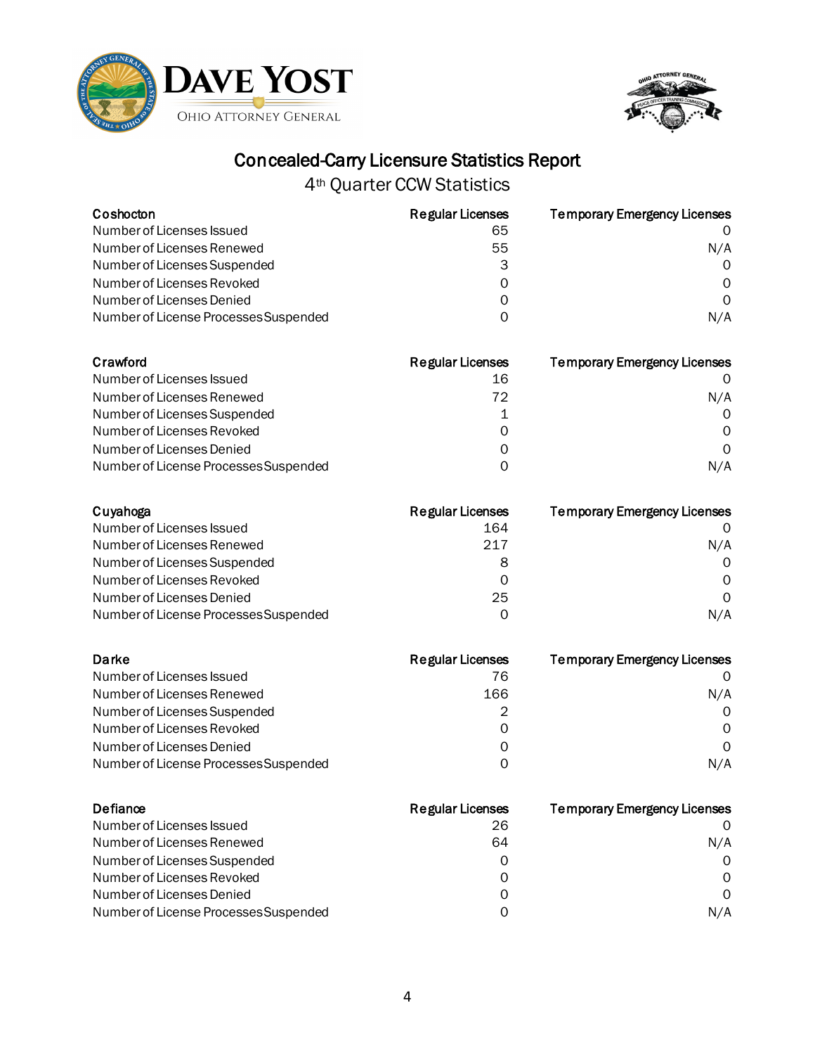# Concealed-Carry Licensure Statistics Report

## 4th Quarter CCW Statistics

| Coshocton | Regular Licenses | Temporary Emergency Licenses |
|---|---|---|
| Number of Licenses Issued | 65 | 0 |
| Number of Licenses Renewed | 55 | N/A |
| Number of Licenses Suspended | 3 | 0 |
| Number of Licenses Revoked | 0 | 0 |
| Number of Licenses Denied | 0 | 0 |
| Number of License Processes Suspended | 0 | N/A |

| Crawford | Regular Licenses | Temporary Emergency Licenses |
|---|---|---|
| Number of Licenses Issued | 16 | 0 |
| Number of Licenses Renewed | 72 | N/A |
| Number of Licenses Suspended | 1 | 0 |
| Number of Licenses Revoked | 0 | 0 |
| Number of Licenses Denied | 0 | 0 |
| Number of License Processes Suspended | 0 | N/A |

| Cuyahoga | Regular Licenses | Temporary Emergency Licenses |
|---|---|---|
| Number of Licenses Issued | 164 | 0 |
| Number of Licenses Renewed | 217 | N/A |
| Number of Licenses Suspended | 8 | 0 |
| Number of Licenses Revoked | 0 | 0 |
| Number of Licenses Denied | 25 | 0 |
| Number of License Processes Suspended | 0 | N/A |

| Darke | Regular Licenses | Temporary Emergency Licenses |
|---|---|---|
| Number of Licenses Issued | 76 | 0 |
| Number of Licenses Renewed | 166 | N/A |
| Number of Licenses Suspended | 2 | 0 |
| Number of Licenses Revoked | 0 | 0 |
| Number of Licenses Denied | 0 | 0 |
| Number of License Processes Suspended | 0 | N/A |

| Defiance | Regular Licenses | Temporary Emergency Licenses |
|---|---|---|
| Number of Licenses Issued | 26 | 0 |
| Number of Licenses Renewed | 64 | N/A |
| Number of Licenses Suspended | 0 | 0 |
| Number of Licenses Revoked | 0 | 0 |
| Number of Licenses Denied | 0 | 0 |
| Number of License Processes Suspended | 0 | N/A |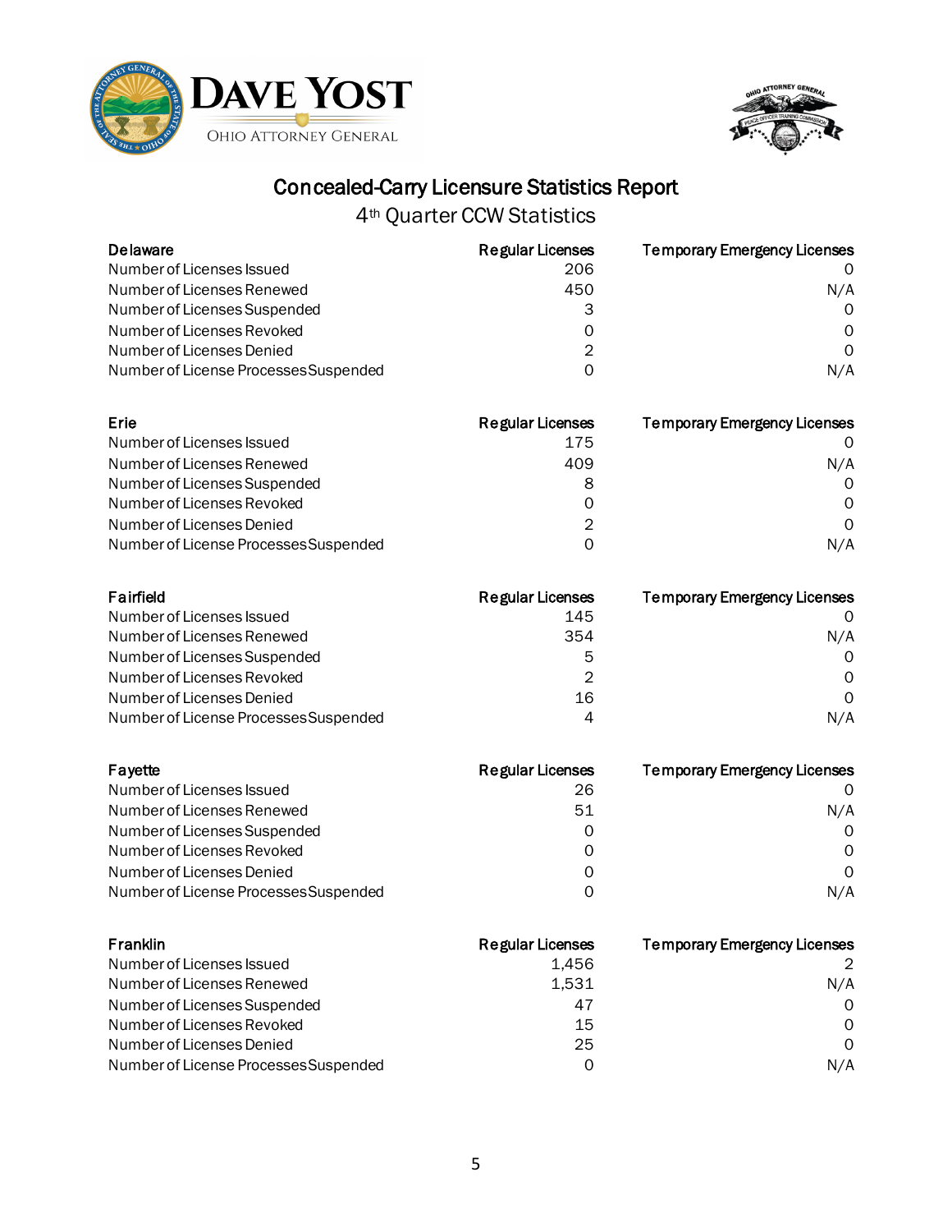DAVE YOST
OHIO ATTORNEY GENERAL

# Concealed-Carry Licensure Statistics Report

## 4th Quarter CCW Statistics

| Delaware | Regular Licenses | Temporary Emergency Licenses |
|---|---|---|
| Number of Licenses Issued | 206 | 0 |
| Number of Licenses Renewed | 450 | N/A |
| Number of Licenses Suspended | 3 | 0 |
| Number of Licenses Revoked | 0 | 0 |
| Number of Licenses Denied | 2 | 0 |
| Number of License Processes Suspended | 0 | N/A |

| Erie | Regular Licenses | Temporary Emergency Licenses |
|---|---|---|
| Number of Licenses Issued | 175 | 0 |
| Number of Licenses Renewed | 409 | N/A |
| Number of Licenses Suspended | 8 | 0 |
| Number of Licenses Revoked | 0 | 0 |
| Number of Licenses Denied | 2 | 0 |
| Number of License Processes Suspended | 0 | N/A |

| Fairfield | Regular Licenses | Temporary Emergency Licenses |
|---|---|---|
| Number of Licenses Issued | 145 | 0 |
| Number of Licenses Renewed | 354 | N/A |
| Number of Licenses Suspended | 5 | 0 |
| Number of Licenses Revoked | 2 | 0 |
| Number of Licenses Denied | 16 | 0 |
| Number of License Processes Suspended | 4 | N/A |

| Fayette | Regular Licenses | Temporary Emergency Licenses |
|---|---|---|
| Number of Licenses Issued | 26 | 0 |
| Number of Licenses Renewed | 51 | N/A |
| Number of Licenses Suspended | 0 | 0 |
| Number of Licenses Revoked | 0 | 0 |
| Number of Licenses Denied | 0 | 0 |
| Number of License Processes Suspended | 0 | N/A |

| Franklin | Regular Licenses | Temporary Emergency Licenses |
|---|---|---|
| Number of Licenses Issued | 1,456 | 2 |
| Number of Licenses Renewed | 1,531 | N/A |
| Number of Licenses Suspended | 47 | 0 |
| Number of Licenses Revoked | 15 | 0 |
| Number of Licenses Denied | 25 | 0 |
| Number of License Processes Suspended | 0 | N/A |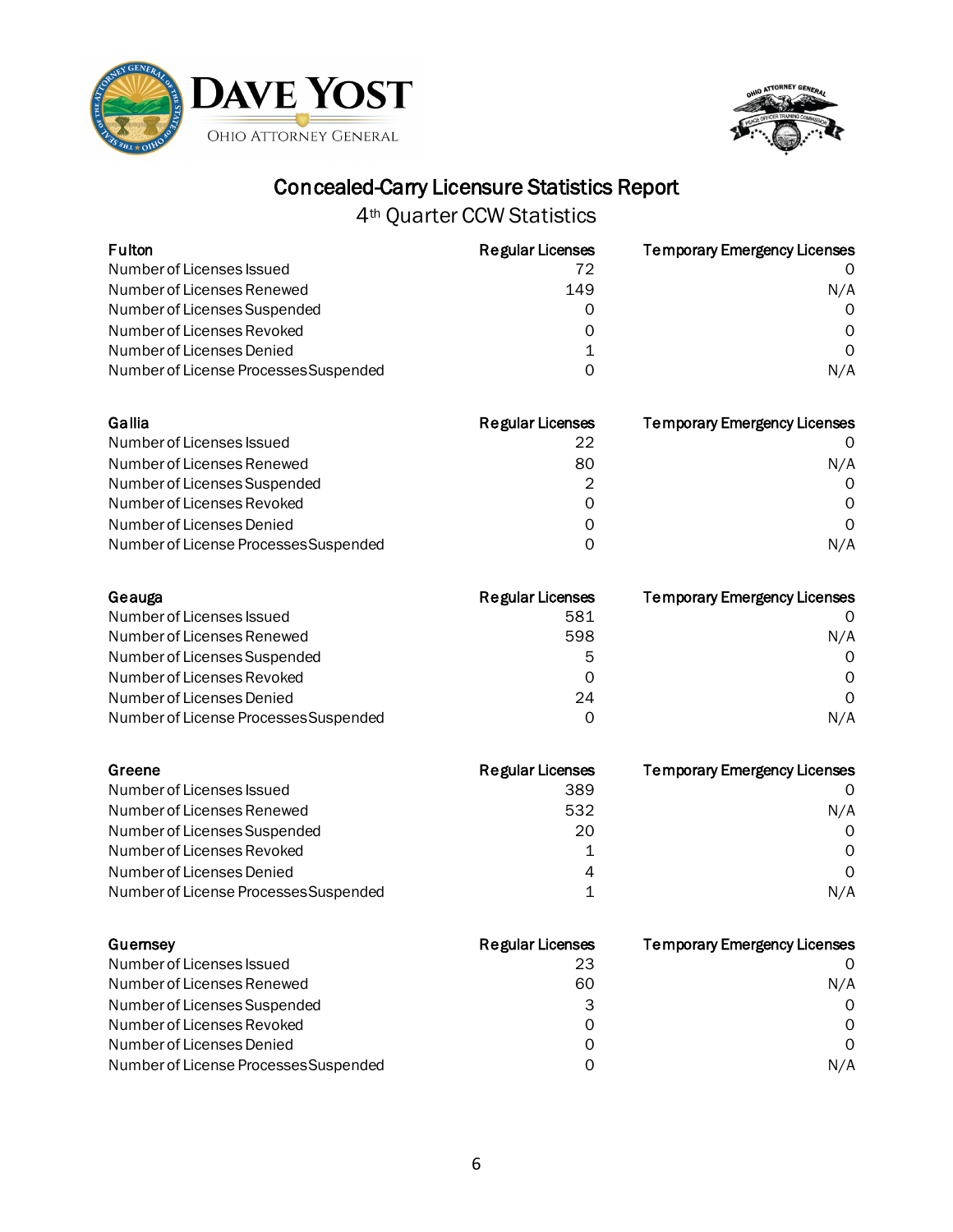# Concealed-Carry Licensure Statistics Report

## 4th Quarter CCW Statistics

| Fulton | Regular Licenses | Temporary Emergency Licenses |
|---|---|---|
| Number of Licenses Issued | 72 | 0 |
| Number of Licenses Renewed | 149 | N/A |
| Number of Licenses Suspended | 0 | 0 |
| Number of Licenses Revoked | 0 | 0 |
| Number of Licenses Denied | 1 | 0 |
| Number of License Processes Suspended | 0 | N/A |

| Gallia | Regular Licenses | Temporary Emergency Licenses |
|---|---|---|
| Number of Licenses Issued | 22 | 0 |
| Number of Licenses Renewed | 80 | N/A |
| Number of Licenses Suspended | 2 | 0 |
| Number of Licenses Revoked | 0 | 0 |
| Number of Licenses Denied | 0 | 0 |
| Number of License Processes Suspended | 0 | N/A |

| Geauga | Regular Licenses | Temporary Emergency Licenses |
|---|---|---|
| Number of Licenses Issued | 581 | 0 |
| Number of Licenses Renewed | 598 | N/A |
| Number of Licenses Suspended | 5 | 0 |
| Number of Licenses Revoked | 0 | 0 |
| Number of Licenses Denied | 24 | 0 |
| Number of License Processes Suspended | 0 | N/A |

| Greene | Regular Licenses | Temporary Emergency Licenses |
|---|---|---|
| Number of Licenses Issued | 389 | 0 |
| Number of Licenses Renewed | 532 | N/A |
| Number of Licenses Suspended | 20 | 0 |
| Number of Licenses Revoked | 1 | 0 |
| Number of Licenses Denied | 4 | 0 |
| Number of License Processes Suspended | 1 | N/A |

| Guernsey | Regular Licenses | Temporary Emergency Licenses |
|---|---|---|
| Number of Licenses Issued | 23 | 0 |
| Number of Licenses Renewed | 60 | N/A |
| Number of Licenses Suspended | 3 | 0 |
| Number of Licenses Revoked | 0 | 0 |
| Number of Licenses Denied | 0 | 0 |
| Number of License Processes Suspended | 0 | N/A |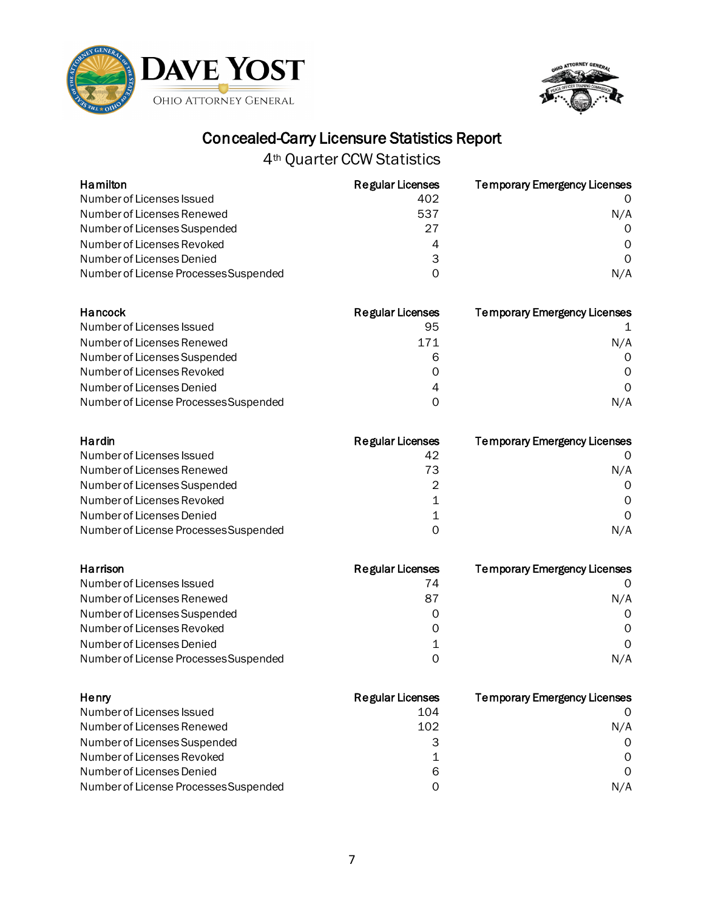# Concealed-Carry Licensure Statistics Report

## 4th Quarter CCW Statistics

| Hamilton | Regular Licenses | Temporary Emergency Licenses |
|---|---|---|
| Number of Licenses Issued | 402 | 0 |
| Number of Licenses Renewed | 537 | N/A |
| Number of Licenses Suspended | 27 | 0 |
| Number of Licenses Revoked | 4 | 0 |
| Number of Licenses Denied | 3 | 0 |
| Number of License Processes Suspended | 0 | N/A |

| Hancock | Regular Licenses | Temporary Emergency Licenses |
|---|---|---|
| Number of Licenses Issued | 95 | 1 |
| Number of Licenses Renewed | 171 | N/A |
| Number of Licenses Suspended | 6 | 0 |
| Number of Licenses Revoked | 0 | 0 |
| Number of Licenses Denied | 4 | 0 |
| Number of License Processes Suspended | 0 | N/A |

| Hardin | Regular Licenses | Temporary Emergency Licenses |
|---|---|---|
| Number of Licenses Issued | 42 | 0 |
| Number of Licenses Renewed | 73 | N/A |
| Number of Licenses Suspended | 2 | 0 |
| Number of Licenses Revoked | 1 | 0 |
| Number of Licenses Denied | 1 | 0 |
| Number of License Processes Suspended | 0 | N/A |

| Harrison | Regular Licenses | Temporary Emergency Licenses |
|---|---|---|
| Number of Licenses Issued | 74 | 0 |
| Number of Licenses Renewed | 87 | N/A |
| Number of Licenses Suspended | 0 | 0 |
| Number of Licenses Revoked | 0 | 0 |
| Number of Licenses Denied | 1 | 0 |
| Number of License Processes Suspended | 0 | N/A |

| Henry | Regular Licenses | Temporary Emergency Licenses |
|---|---|---|
| Number of Licenses Issued | 104 | 0 |
| Number of Licenses Renewed | 102 | N/A |
| Number of Licenses Suspended | 3 | 0 |
| Number of Licenses Revoked | 1 | 0 |
| Number of Licenses Denied | 6 | 0 |
| Number of License Processes Suspended | 0 | N/A |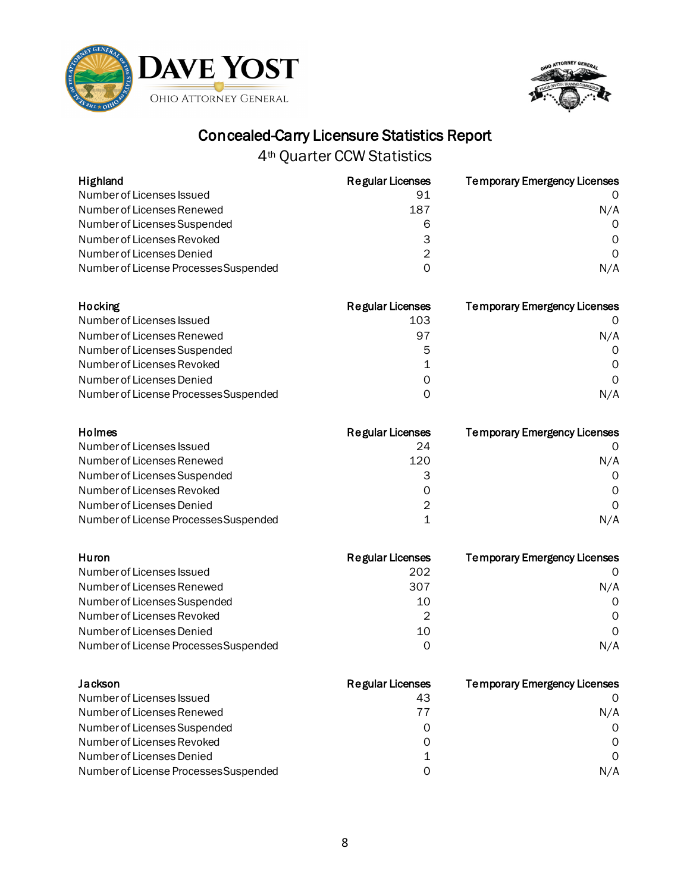# Concealed-Carry Licensure Statistics Report

## 4th Quarter CCW Statistics

| Highland | Regular Licenses | Temporary Emergency Licenses |
|---|---|---|
| Number of Licenses Issued | 91 | 0 |
| Number of Licenses Renewed | 187 | N/A |
| Number of Licenses Suspended | 6 | 0 |
| Number of Licenses Revoked | 3 | 0 |
| Number of Licenses Denied | 2 | 0 |
| Number of License Processes Suspended | 0 | N/A |

| Hocking | Regular Licenses | Temporary Emergency Licenses |
|---|---|---|
| Number of Licenses Issued | 103 | 0 |
| Number of Licenses Renewed | 97 | N/A |
| Number of Licenses Suspended | 5 | 0 |
| Number of Licenses Revoked | 1 | 0 |
| Number of Licenses Denied | 0 | 0 |
| Number of License Processes Suspended | 0 | N/A |

| Holmes | Regular Licenses | Temporary Emergency Licenses |
|---|---|---|
| Number of Licenses Issued | 24 | 0 |
| Number of Licenses Renewed | 120 | N/A |
| Number of Licenses Suspended | 3 | 0 |
| Number of Licenses Revoked | 0 | 0 |
| Number of Licenses Denied | 2 | 0 |
| Number of License Processes Suspended | 1 | N/A |

| Huron | Regular Licenses | Temporary Emergency Licenses |
|---|---|---|
| Number of Licenses Issued | 202 | 0 |
| Number of Licenses Renewed | 307 | N/A |
| Number of Licenses Suspended | 10 | 0 |
| Number of Licenses Revoked | 2 | 0 |
| Number of Licenses Denied | 10 | 0 |
| Number of License Processes Suspended | 0 | N/A |

| Jackson | Regular Licenses | Temporary Emergency Licenses |
|---|---|---|
| Number of Licenses Issued | 43 | 0 |
| Number of Licenses Renewed | 77 | N/A |
| Number of Licenses Suspended | 0 | 0 |
| Number of Licenses Revoked | 0 | 0 |
| Number of Licenses Denied | 1 | 0 |
| Number of License Processes Suspended | 0 | N/A |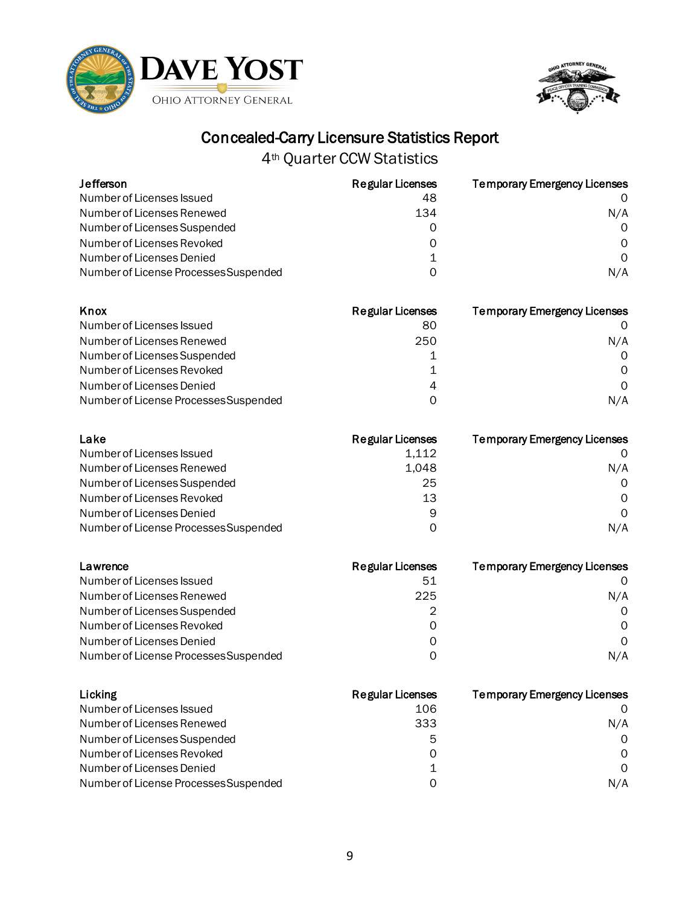## Concealed-Carry Licensure Statistics Report

4th Quarter CCW Statistics

| Jefferson | Regular Licenses | Temporary Emergency Licenses |
|---|---|---|
| Number of Licenses Issued | 48 | 0 |
| Number of Licenses Renewed | 134 | N/A |
| Number of Licenses Suspended | 0 | 0 |
| Number of Licenses Revoked | 0 | 0 |
| Number of Licenses Denied | 1 | 0 |
| Number of License Processes Suspended | 0 | N/A |

| Knox | Regular Licenses | Temporary Emergency Licenses |
|---|---|---|
| Number of Licenses Issued | 80 | 0 |
| Number of Licenses Renewed | 250 | N/A |
| Number of Licenses Suspended | 1 | 0 |
| Number of Licenses Revoked | 1 | 0 |
| Number of Licenses Denied | 4 | 0 |
| Number of License Processes Suspended | 0 | N/A |

| Lake | Regular Licenses | Temporary Emergency Licenses |
|---|---|---|
| Number of Licenses Issued | 1,112 | 0 |
| Number of Licenses Renewed | 1,048 | N/A |
| Number of Licenses Suspended | 25 | 0 |
| Number of Licenses Revoked | 13 | 0 |
| Number of Licenses Denied | 9 | 0 |
| Number of License Processes Suspended | 0 | N/A |

| Lawrence | Regular Licenses | Temporary Emergency Licenses |
|---|---|---|
| Number of Licenses Issued | 51 | 0 |
| Number of Licenses Renewed | 225 | N/A |
| Number of Licenses Suspended | 2 | 0 |
| Number of Licenses Revoked | 0 | 0 |
| Number of Licenses Denied | 0 | 0 |
| Number of License Processes Suspended | 0 | N/A |

| Licking | Regular Licenses | Temporary Emergency Licenses |
|---|---|---|
| Number of Licenses Issued | 106 | 0 |
| Number of Licenses Renewed | 333 | N/A |
| Number of Licenses Suspended | 5 | 0 |
| Number of Licenses Revoked | 0 | 0 |
| Number of Licenses Denied | 1 | 0 |
| Number of License Processes Suspended | 0 | N/A |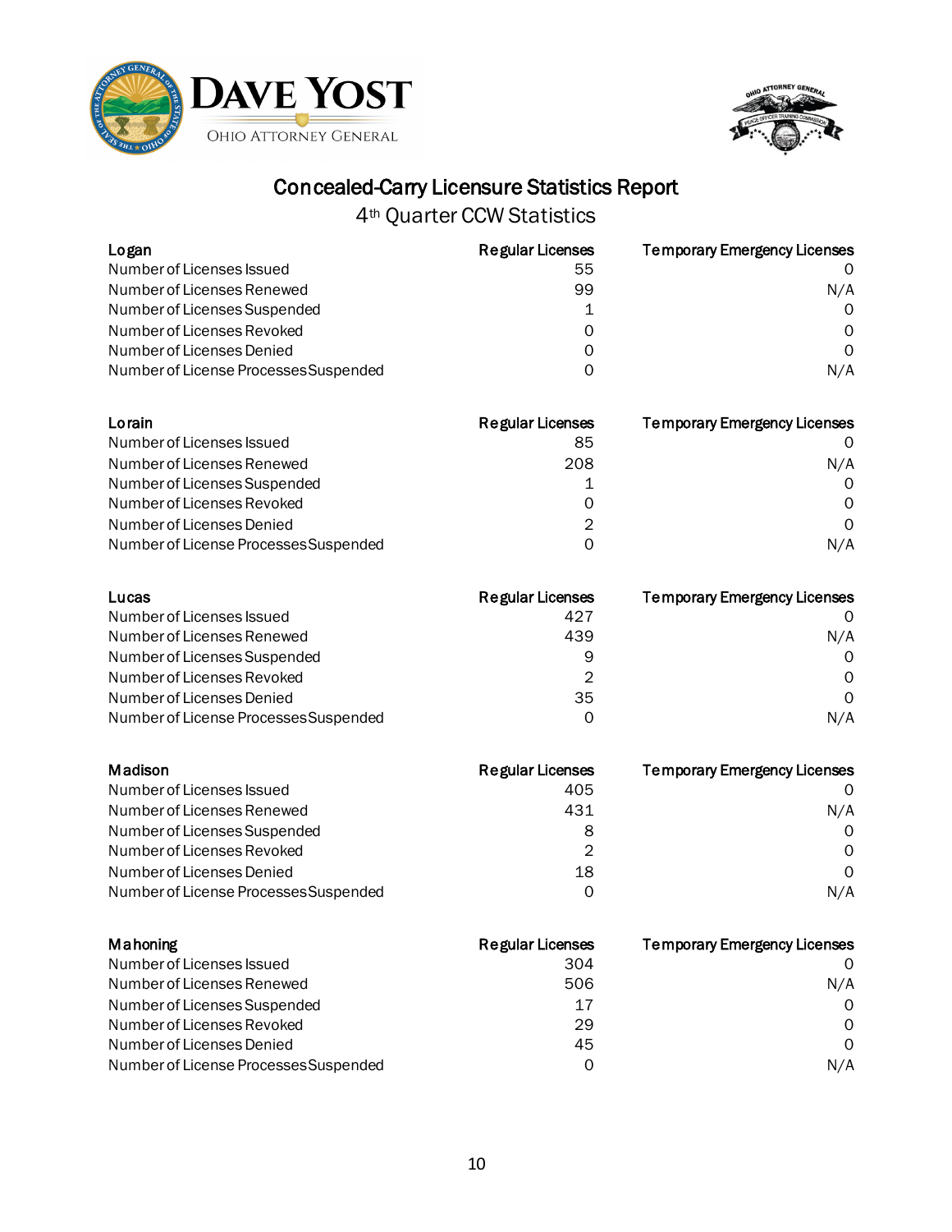# Concealed-Carry Licensure Statistics Report

## 4th Quarter CCW Statistics

| Logan | Regular Licenses | Temporary Emergency Licenses |
|---|---|---|
| Number of Licenses Issued | 55 | 0 |
| Number of Licenses Renewed | 99 | N/A |
| Number of Licenses Suspended | 1 | 0 |
| Number of Licenses Revoked | 0 | 0 |
| Number of Licenses Denied | 0 | 0 |
| Number of License Processes Suspended | 0 | N/A |

| Lorain | Regular Licenses | Temporary Emergency Licenses |
|---|---|---|
| Number of Licenses Issued | 85 | 0 |
| Number of Licenses Renewed | 208 | N/A |
| Number of Licenses Suspended | 1 | 0 |
| Number of Licenses Revoked | 0 | 0 |
| Number of Licenses Denied | 2 | 0 |
| Number of License Processes Suspended | 0 | N/A |

| Lucas | Regular Licenses | Temporary Emergency Licenses |
|---|---|---|
| Number of Licenses Issued | 427 | 0 |
| Number of Licenses Renewed | 439 | N/A |
| Number of Licenses Suspended | 9 | 0 |
| Number of Licenses Revoked | 2 | 0 |
| Number of Licenses Denied | 35 | 0 |
| Number of License Processes Suspended | 0 | N/A |

| Madison | Regular Licenses | Temporary Emergency Licenses |
|---|---|---|
| Number of Licenses Issued | 405 | 0 |
| Number of Licenses Renewed | 431 | N/A |
| Number of Licenses Suspended | 8 | 0 |
| Number of Licenses Revoked | 2 | 0 |
| Number of Licenses Denied | 18 | 0 |
| Number of License Processes Suspended | 0 | N/A |

| Mahoning | Regular Licenses | Temporary Emergency Licenses |
|---|---|---|
| Number of Licenses Issued | 304 | 0 |
| Number of Licenses Renewed | 506 | N/A |
| Number of Licenses Suspended | 17 | 0 |
| Number of Licenses Revoked | 29 | 0 |
| Number of Licenses Denied | 45 | 0 |
| Number of License Processes Suspended | 0 | N/A |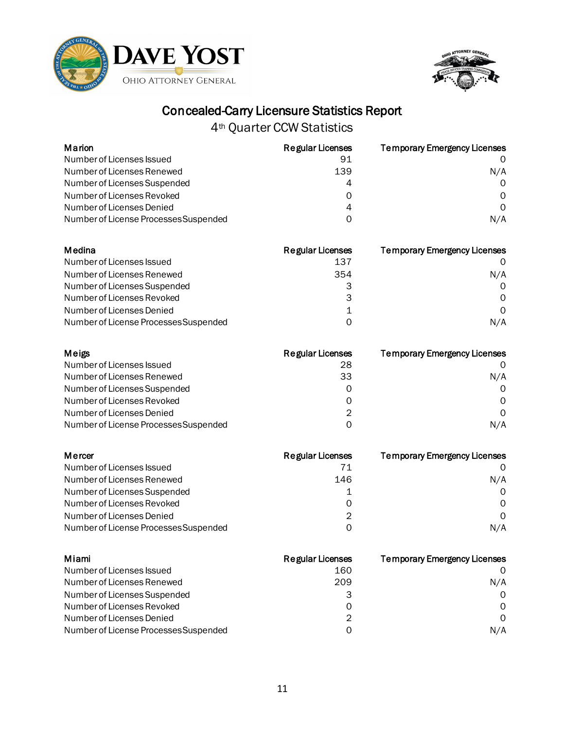# Concealed-Carry Licensure Statistics Report

## 4th Quarter CCW Statistics

| Marion | Regular Licenses | Temporary Emergency Licenses |
|---|---|---|
| Number of Licenses Issued | 91 | 0 |
| Number of Licenses Renewed | 139 | N/A |
| Number of Licenses Suspended | 4 | 0 |
| Number of Licenses Revoked | 0 | 0 |
| Number of Licenses Denied | 4 | 0 |
| Number of License Processes Suspended | 0 | N/A |

| Medina | Regular Licenses | Temporary Emergency Licenses |
|---|---|---|
| Number of Licenses Issued | 137 | 0 |
| Number of Licenses Renewed | 354 | N/A |
| Number of Licenses Suspended | 3 | 0 |
| Number of Licenses Revoked | 3 | 0 |
| Number of Licenses Denied | 1 | 0 |
| Number of License Processes Suspended | 0 | N/A |

| Meigs | Regular Licenses | Temporary Emergency Licenses |
|---|---|---|
| Number of Licenses Issued | 28 | 0 |
| Number of Licenses Renewed | 33 | N/A |
| Number of Licenses Suspended | 0 | 0 |
| Number of Licenses Revoked | 0 | 0 |
| Number of Licenses Denied | 2 | 0 |
| Number of License Processes Suspended | 0 | N/A |

| Mercer | Regular Licenses | Temporary Emergency Licenses |
|---|---|---|
| Number of Licenses Issued | 71 | 0 |
| Number of Licenses Renewed | 146 | N/A |
| Number of Licenses Suspended | 1 | 0 |
| Number of Licenses Revoked | 0 | 0 |
| Number of Licenses Denied | 2 | 0 |
| Number of License Processes Suspended | 0 | N/A |

| Miami | Regular Licenses | Temporary Emergency Licenses |
|---|---|---|
| Number of Licenses Issued | 160 | 0 |
| Number of Licenses Renewed | 209 | N/A |
| Number of Licenses Suspended | 3 | 0 |
| Number of Licenses Revoked | 0 | 0 |
| Number of Licenses Denied | 2 | 0 |
| Number of License Processes Suspended | 0 | N/A |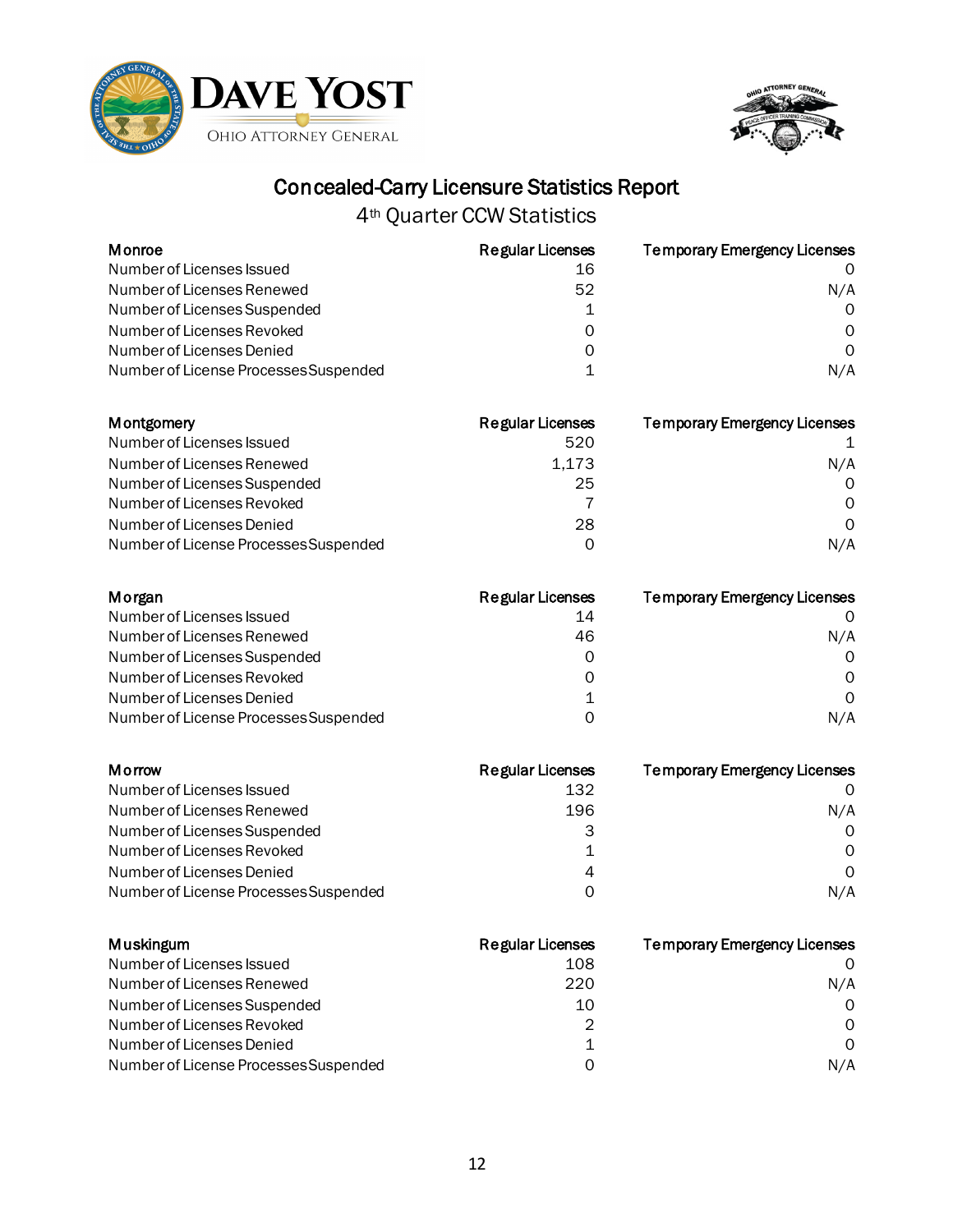# Concealed-Carry Licensure Statistics Report

## 4th Quarter CCW Statistics

| Monroe | Regular Licenses | Temporary Emergency Licenses |
|---|---|---|
| Number of Licenses Issued | 16 | 0 |
| Number of Licenses Renewed | 52 | N/A |
| Number of Licenses Suspended | 1 | 0 |
| Number of Licenses Revoked | 0 | 0 |
| Number of Licenses Denied | 0 | 0 |
| Number of License Processes Suspended | 1 | N/A |

| Montgomery | Regular Licenses | Temporary Emergency Licenses |
|---|---|---|
| Number of Licenses Issued | 520 | 1 |
| Number of Licenses Renewed | 1,173 | N/A |
| Number of Licenses Suspended | 25 | 0 |
| Number of Licenses Revoked | 7 | 0 |
| Number of Licenses Denied | 28 | 0 |
| Number of License Processes Suspended | 0 | N/A |

| Morgan | Regular Licenses | Temporary Emergency Licenses |
|---|---|---|
| Number of Licenses Issued | 14 | 0 |
| Number of Licenses Renewed | 46 | N/A |
| Number of Licenses Suspended | 0 | 0 |
| Number of Licenses Revoked | 0 | 0 |
| Number of Licenses Denied | 1 | 0 |
| Number of License Processes Suspended | 0 | N/A |

| Morrow | Regular Licenses | Temporary Emergency Licenses |
|---|---|---|
| Number of Licenses Issued | 132 | 0 |
| Number of Licenses Renewed | 196 | N/A |
| Number of Licenses Suspended | 3 | 0 |
| Number of Licenses Revoked | 1 | 0 |
| Number of Licenses Denied | 4 | 0 |
| Number of License Processes Suspended | 0 | N/A |

| Muskingum | Regular Licenses | Temporary Emergency Licenses |
|---|---|---|
| Number of Licenses Issued | 108 | 0 |
| Number of Licenses Renewed | 220 | N/A |
| Number of Licenses Suspended | 10 | 0 |
| Number of Licenses Revoked | 2 | 0 |
| Number of Licenses Denied | 1 | 0 |
| Number of License Processes Suspended | 0 | N/A |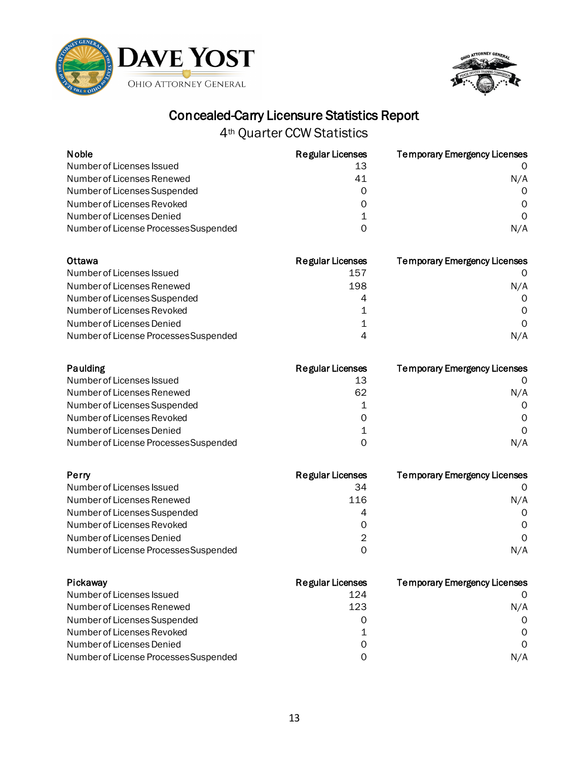# Concealed-Carry Licensure Statistics Report

## 4th Quarter CCW Statistics

| Noble | Regular Licenses | Temporary Emergency Licenses |
| --- | --- | --- |
| Number of Licenses Issued | 13 | 0 |
| Number of Licenses Renewed | 41 | N/A |
| Number of Licenses Suspended | 0 | 0 |
| Number of Licenses Revoked | 0 | 0 |
| Number of Licenses Denied | 1 | 0 |
| Number of License Processes Suspended | 0 | N/A |

| Ottawa | Regular Licenses | Temporary Emergency Licenses |
| --- | --- | --- |
| Number of Licenses Issued | 157 | 0 |
| Number of Licenses Renewed | 198 | N/A |
| Number of Licenses Suspended | 4 | 0 |
| Number of Licenses Revoked | 1 | 0 |
| Number of Licenses Denied | 1 | 0 |
| Number of License Processes Suspended | 4 | N/A |

| Paulding | Regular Licenses | Temporary Emergency Licenses |
| --- | --- | --- |
| Number of Licenses Issued | 13 | 0 |
| Number of Licenses Renewed | 62 | N/A |
| Number of Licenses Suspended | 1 | 0 |
| Number of Licenses Revoked | 0 | 0 |
| Number of Licenses Denied | 1 | 0 |
| Number of License Processes Suspended | 0 | N/A |

| Perry | Regular Licenses | Temporary Emergency Licenses |
| --- | --- | --- |
| Number of Licenses Issued | 34 | 0 |
| Number of Licenses Renewed | 116 | N/A |
| Number of Licenses Suspended | 4 | 0 |
| Number of Licenses Revoked | 0 | 0 |
| Number of Licenses Denied | 2 | 0 |
| Number of License Processes Suspended | 0 | N/A |

| Pickaway | Regular Licenses | Temporary Emergency Licenses |
| --- | --- | --- |
| Number of Licenses Issued | 124 | 0 |
| Number of Licenses Renewed | 123 | N/A |
| Number of Licenses Suspended | 0 | 0 |
| Number of Licenses Revoked | 1 | 0 |
| Number of Licenses Denied | 0 | 0 |
| Number of License Processes Suspended | 0 | N/A |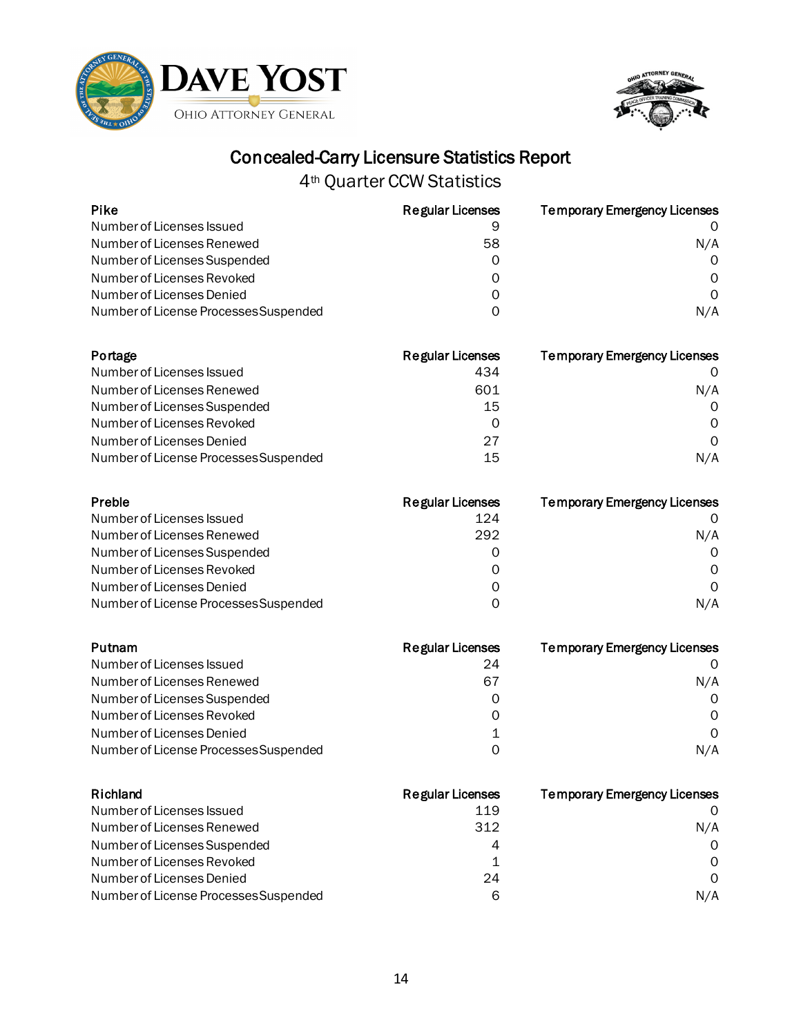# Concealed-Carry Licensure Statistics Report

## 4th Quarter CCW Statistics

| Pike | Regular Licenses | Temporary Emergency Licenses |
|---|---|---|
| Number of Licenses Issued | 9 | 0 |
| Number of Licenses Renewed | 58 | N/A |
| Number of Licenses Suspended | 0 | 0 |
| Number of Licenses Revoked | 0 | 0 |
| Number of Licenses Denied | 0 | 0 |
| Number of License Processes Suspended | 0 | N/A |

| Portage | Regular Licenses | Temporary Emergency Licenses |
|---|---|---|
| Number of Licenses Issued | 434 | 0 |
| Number of Licenses Renewed | 601 | N/A |
| Number of Licenses Suspended | 15 | 0 |
| Number of Licenses Revoked | 0 | 0 |
| Number of Licenses Denied | 27 | 0 |
| Number of License Processes Suspended | 15 | N/A |

| Preble | Regular Licenses | Temporary Emergency Licenses |
|---|---|---|
| Number of Licenses Issued | 124 | 0 |
| Number of Licenses Renewed | 292 | N/A |
| Number of Licenses Suspended | 0 | 0 |
| Number of Licenses Revoked | 0 | 0 |
| Number of Licenses Denied | 0 | 0 |
| Number of License Processes Suspended | 0 | N/A |

| Putnam | Regular Licenses | Temporary Emergency Licenses |
|---|---|---|
| Number of Licenses Issued | 24 | 0 |
| Number of Licenses Renewed | 67 | N/A |
| Number of Licenses Suspended | 0 | 0 |
| Number of Licenses Revoked | 0 | 0 |
| Number of Licenses Denied | 1 | 0 |
| Number of License Processes Suspended | 0 | N/A |

| Richland | Regular Licenses | Temporary Emergency Licenses |
|---|---|---|
| Number of Licenses Issued | 119 | 0 |
| Number of Licenses Renewed | 312 | N/A |
| Number of Licenses Suspended | 4 | 0 |
| Number of Licenses Revoked | 1 | 0 |
| Number of Licenses Denied | 24 | 0 |
| Number of License Processes Suspended | 6 | N/A |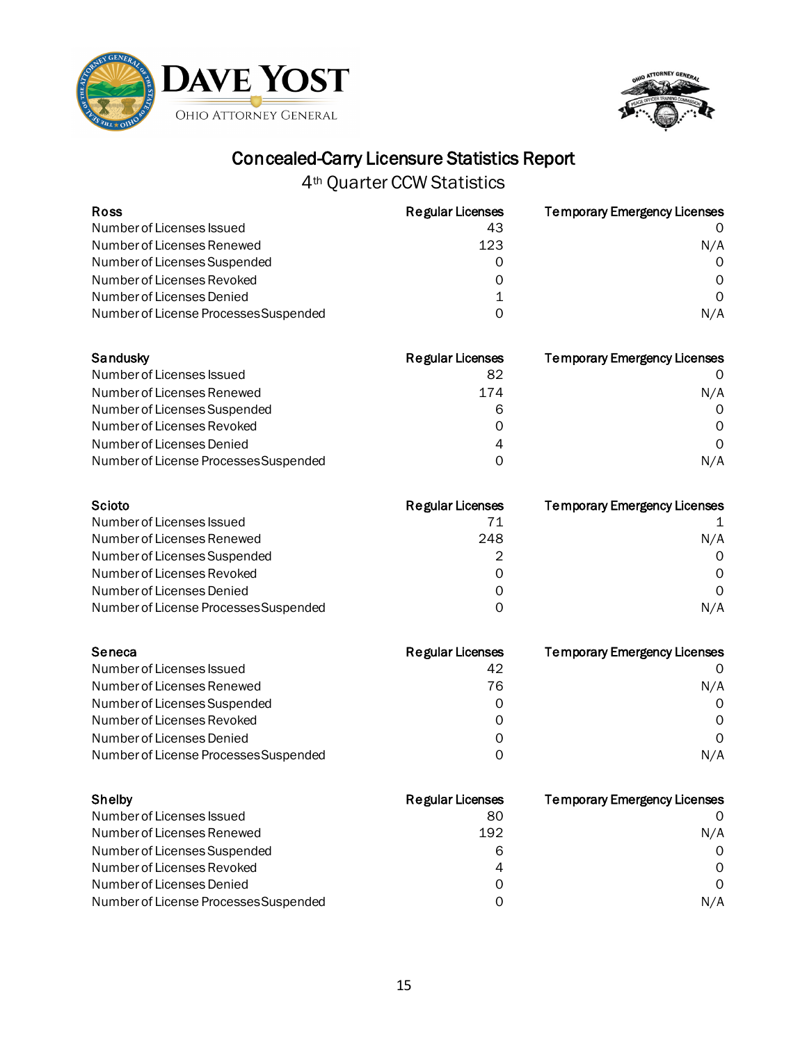## Concealed-Carry Licensure Statistics Report

### 4th Quarter CCW Statistics

| Ross | Regular Licenses | Temporary Emergency Licenses |
|---|---|---|
| Number of Licenses Issued | 43 | 0 |
| Number of Licenses Renewed | 123 | N/A |
| Number of Licenses Suspended | 0 | 0 |
| Number of Licenses Revoked | 0 | 0 |
| Number of Licenses Denied | 1 | 0 |
| Number of License Processes Suspended | 0 | N/A |

| Sandusky | Regular Licenses | Temporary Emergency Licenses |
|---|---|---|
| Number of Licenses Issued | 82 | 0 |
| Number of Licenses Renewed | 174 | N/A |
| Number of Licenses Suspended | 6 | 0 |
| Number of Licenses Revoked | 0 | 0 |
| Number of Licenses Denied | 4 | 0 |
| Number of License Processes Suspended | 0 | N/A |

| Scioto | Regular Licenses | Temporary Emergency Licenses |
|---|---|---|
| Number of Licenses Issued | 71 | 1 |
| Number of Licenses Renewed | 248 | N/A |
| Number of Licenses Suspended | 2 | 0 |
| Number of Licenses Revoked | 0 | 0 |
| Number of Licenses Denied | 0 | 0 |
| Number of License Processes Suspended | 0 | N/A |

| Seneca | Regular Licenses | Temporary Emergency Licenses |
|---|---|---|
| Number of Licenses Issued | 42 | 0 |
| Number of Licenses Renewed | 76 | N/A |
| Number of Licenses Suspended | 0 | 0 |
| Number of Licenses Revoked | 0 | 0 |
| Number of Licenses Denied | 0 | 0 |
| Number of License Processes Suspended | 0 | N/A |

| Shelby | Regular Licenses | Temporary Emergency Licenses |
|---|---|---|
| Number of Licenses Issued | 80 | 0 |
| Number of Licenses Renewed | 192 | N/A |
| Number of Licenses Suspended | 6 | 0 |
| Number of Licenses Revoked | 4 | 0 |
| Number of Licenses Denied | 0 | 0 |
| Number of License Processes Suspended | 0 | N/A |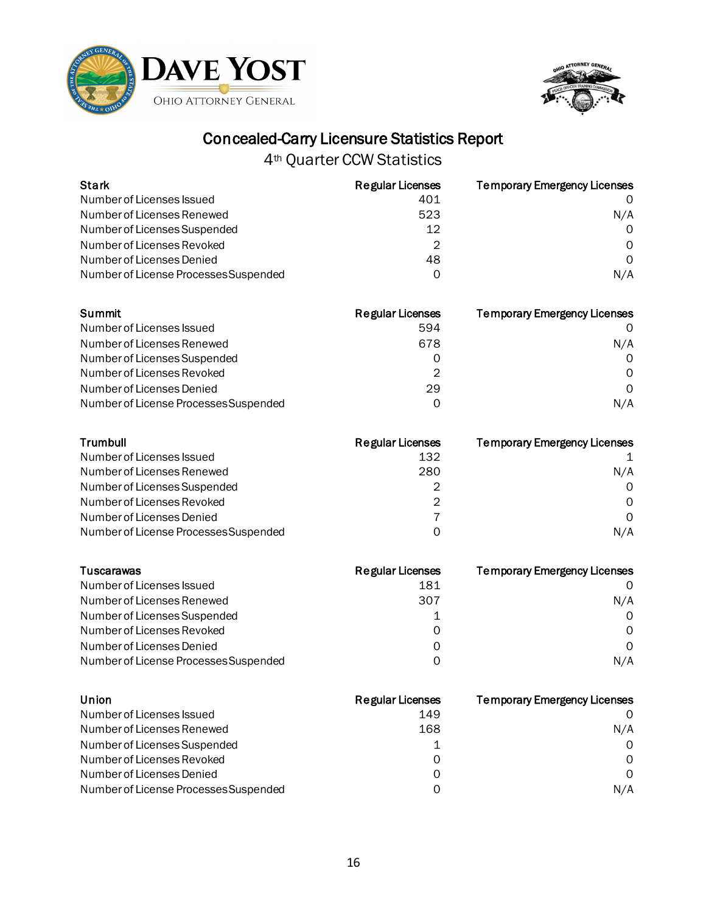# Concealed-Carry Licensure Statistics Report

## 4th Quarter CCW Statistics

| Stark | Regular Licenses | Temporary Emergency Licenses |
|---|---|---|
| Number of Licenses Issued | 401 | 0 |
| Number of Licenses Renewed | 523 | N/A |
| Number of Licenses Suspended | 12 | 0 |
| Number of Licenses Revoked | 2 | 0 |
| Number of Licenses Denied | 48 | 0 |
| Number of License Processes Suspended | 0 | N/A |

| Summit | Regular Licenses | Temporary Emergency Licenses |
|---|---|---|
| Number of Licenses Issued | 594 | 0 |
| Number of Licenses Renewed | 678 | N/A |
| Number of Licenses Suspended | 0 | 0 |
| Number of Licenses Revoked | 2 | 0 |
| Number of Licenses Denied | 29 | 0 |
| Number of License Processes Suspended | 0 | N/A |

| Trumbull | Regular Licenses | Temporary Emergency Licenses |
|---|---|---|
| Number of Licenses Issued | 132 | 1 |
| Number of Licenses Renewed | 280 | N/A |
| Number of Licenses Suspended | 2 | 0 |
| Number of Licenses Revoked | 2 | 0 |
| Number of Licenses Denied | 7 | 0 |
| Number of License Processes Suspended | 0 | N/A |

| Tuscarawas | Regular Licenses | Temporary Emergency Licenses |
|---|---|---|
| Number of Licenses Issued | 181 | 0 |
| Number of Licenses Renewed | 307 | N/A |
| Number of Licenses Suspended | 1 | 0 |
| Number of Licenses Revoked | 0 | 0 |
| Number of Licenses Denied | 0 | 0 |
| Number of License Processes Suspended | 0 | N/A |

| Union | Regular Licenses | Temporary Emergency Licenses |
|---|---|---|
| Number of Licenses Issued | 149 | 0 |
| Number of Licenses Renewed | 168 | N/A |
| Number of Licenses Suspended | 1 | 0 |
| Number of Licenses Revoked | 0 | 0 |
| Number of Licenses Denied | 0 | 0 |
| Number of License Processes Suspended | 0 | N/A |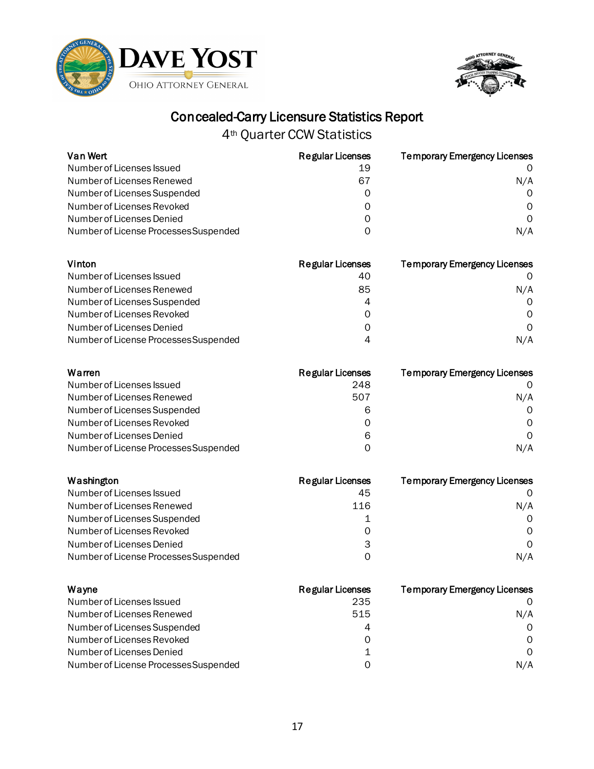# Concealed-Carry Licensure Statistics Report

## 4th Quarter CCW Statistics

| Van Wert | Regular Licenses | Temporary Emergency Licenses |
|---|---|---|
| Number of Licenses Issued | 19 | 0 |
| Number of Licenses Renewed | 67 | N/A |
| Number of Licenses Suspended | 0 | 0 |
| Number of Licenses Revoked | 0 | 0 |
| Number of Licenses Denied | 0 | 0 |
| Number of License Processes Suspended | 0 | N/A |

| Vinton | Regular Licenses | Temporary Emergency Licenses |
|---|---|---|
| Number of Licenses Issued | 40 | 0 |
| Number of Licenses Renewed | 85 | N/A |
| Number of Licenses Suspended | 4 | 0 |
| Number of Licenses Revoked | 0 | 0 |
| Number of Licenses Denied | 0 | 0 |
| Number of License Processes Suspended | 4 | N/A |

| Warren | Regular Licenses | Temporary Emergency Licenses |
|---|---|---|
| Number of Licenses Issued | 248 | 0 |
| Number of Licenses Renewed | 507 | N/A |
| Number of Licenses Suspended | 6 | 0 |
| Number of Licenses Revoked | 0 | 0 |
| Number of Licenses Denied | 6 | 0 |
| Number of License Processes Suspended | 0 | N/A |

| Washington | Regular Licenses | Temporary Emergency Licenses |
|---|---|---|
| Number of Licenses Issued | 45 | 0 |
| Number of Licenses Renewed | 116 | N/A |
| Number of Licenses Suspended | 1 | 0 |
| Number of Licenses Revoked | 0 | 0 |
| Number of Licenses Denied | 3 | 0 |
| Number of License Processes Suspended | 0 | N/A |

| Wayne | Regular Licenses | Temporary Emergency Licenses |
|---|---|---|
| Number of Licenses Issued | 235 | 0 |
| Number of Licenses Renewed | 515 | N/A |
| Number of Licenses Suspended | 4 | 0 |
| Number of Licenses Revoked | 0 | 0 |
| Number of Licenses Denied | 1 | 0 |
| Number of License Processes Suspended | 0 | N/A |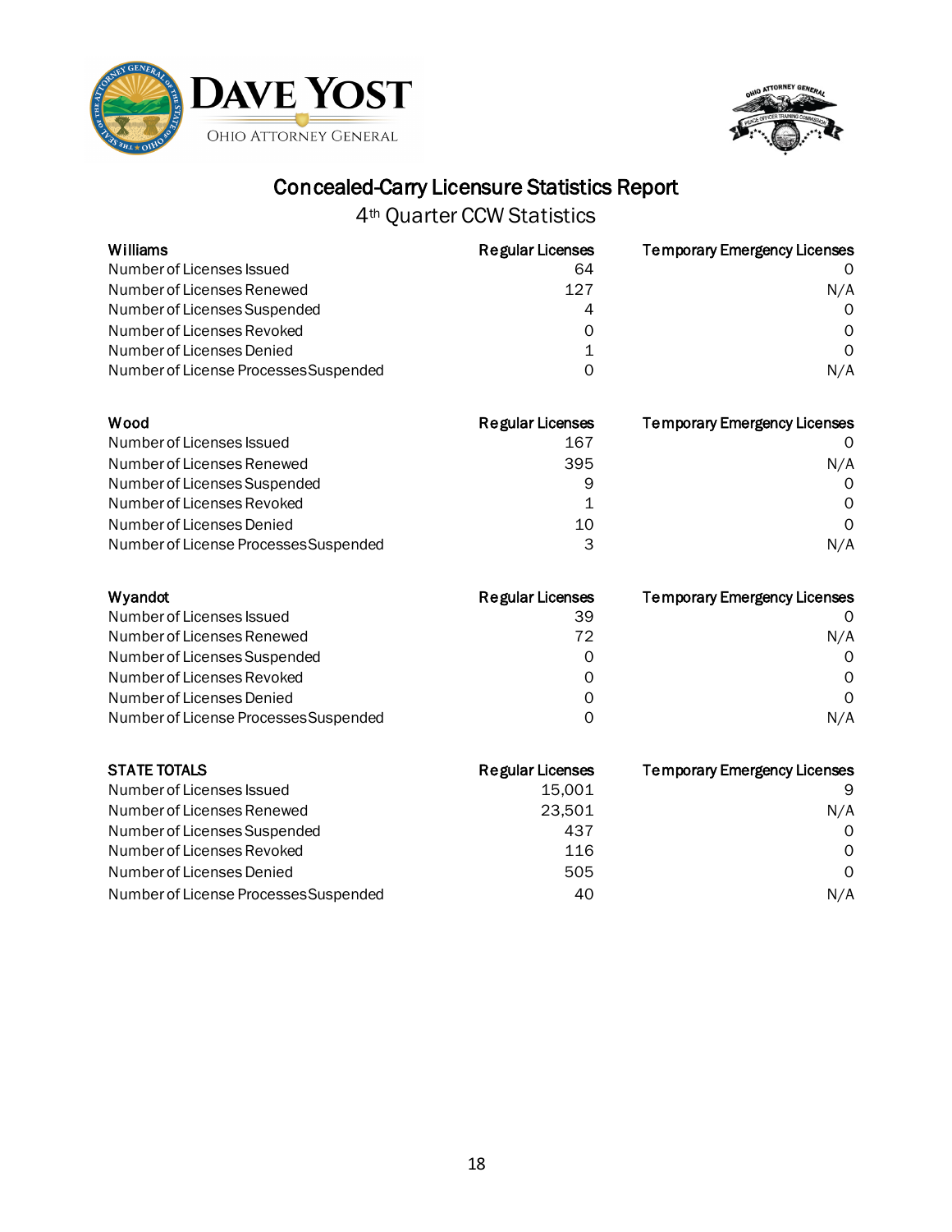# Concealed-Carry Licensure Statistics Report

## 4th Quarter CCW Statistics

| Williams | Regular Licenses | Temporary Emergency Licenses |
|---|---|---|
| Number of Licenses Issued | 64 | 0 |
| Number of Licenses Renewed | 127 | N/A |
| Number of Licenses Suspended | 4 | 0 |
| Number of Licenses Revoked | 0 | 0 |
| Number of Licenses Denied | 1 | 0 |
| Number of License Processes Suspended | 0 | N/A |

| Wood | Regular Licenses | Temporary Emergency Licenses |
|---|---|---|
| Number of Licenses Issued | 167 | 0 |
| Number of Licenses Renewed | 395 | N/A |
| Number of Licenses Suspended | 9 | 0 |
| Number of Licenses Revoked | 1 | 0 |
| Number of Licenses Denied | 10 | 0 |
| Number of License Processes Suspended | 3 | N/A |

| Wyandot | Regular Licenses | Temporary Emergency Licenses |
|---|---|---|
| Number of Licenses Issued | 39 | 0 |
| Number of Licenses Renewed | 72 | N/A |
| Number of Licenses Suspended | 0 | 0 |
| Number of Licenses Revoked | 0 | 0 |
| Number of Licenses Denied | 0 | 0 |
| Number of License Processes Suspended | 0 | N/A |

| STATE TOTALS | Regular Licenses | Temporary Emergency Licenses |
|---|---|---|
| Number of Licenses Issued | 15,001 | 9 |
| Number of Licenses Renewed | 23,501 | N/A |
| Number of Licenses Suspended | 437 | 0 |
| Number of Licenses Revoked | 116 | 0 |
| Number of Licenses Denied | 505 | 0 |
| Number of License Processes Suspended | 40 | N/A |